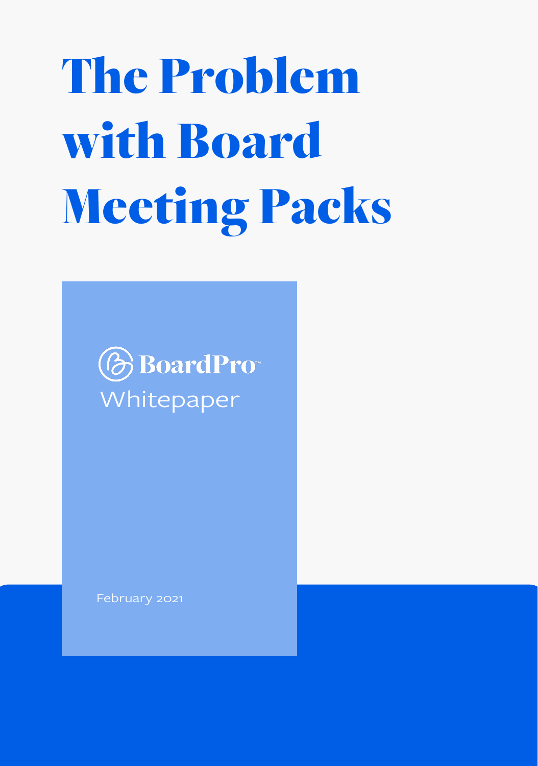# The Problem with Board Meeting Packs

BoardPro™

Whitepaper

February 2021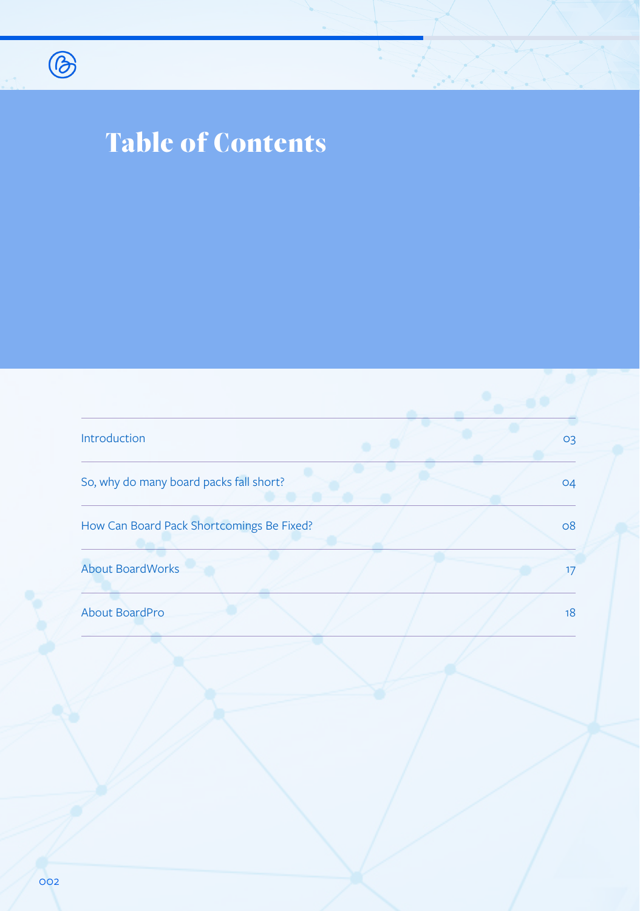# Table of Contents

| | |
|---|---|
| Introduction | 03 |
| So, why do many board packs fall short? | 04 |
| How Can Board Pack Shortcomings Be Fixed? | 08 |
| About BoardWorks | 17 |
| About BoardPro | 18 |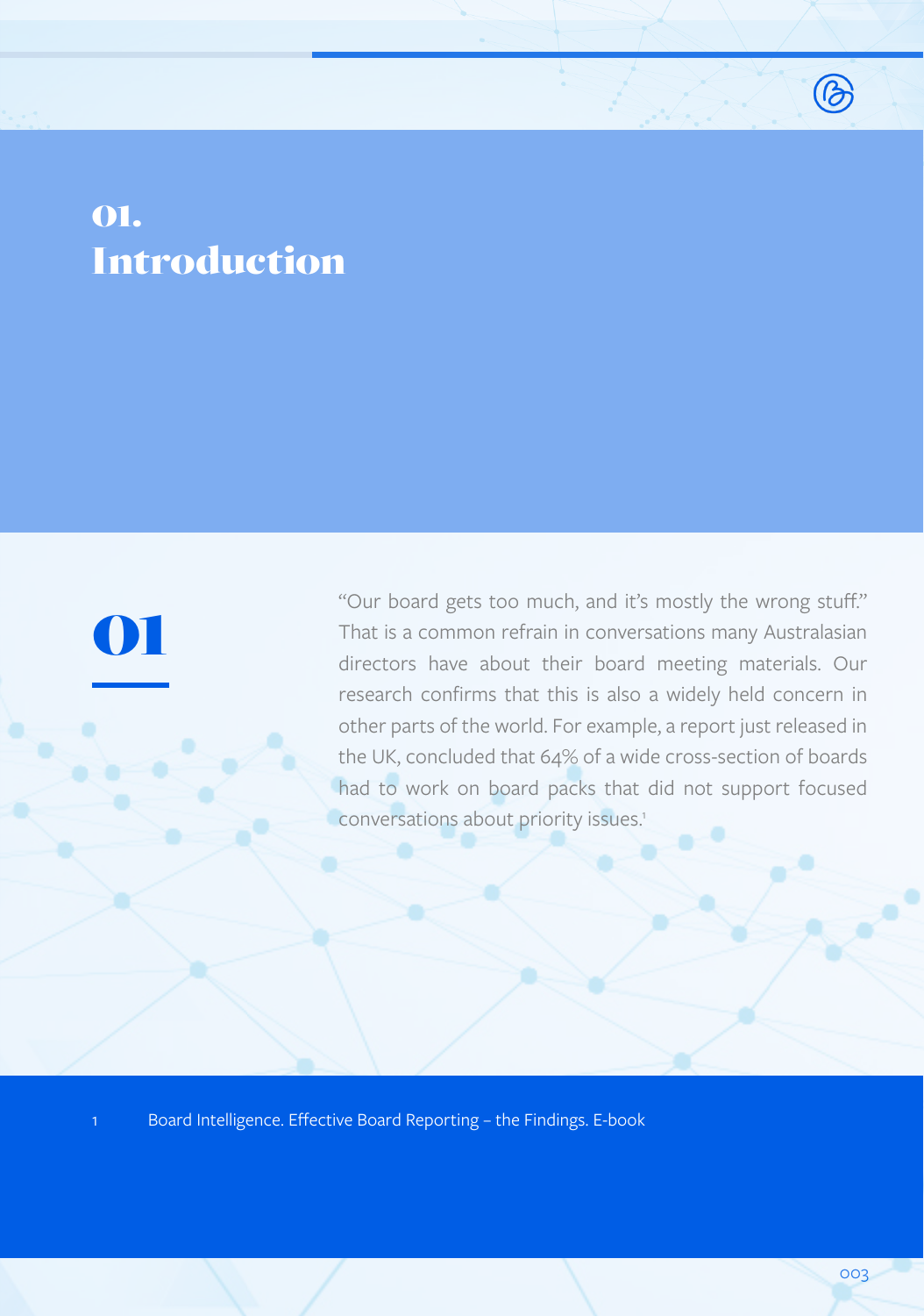# 01. Introduction

01

"Our board gets too much, and it's mostly the wrong stuff." That is a common refrain in conversations many Australasian directors have about their board meeting materials. Our research confirms that this is also a widely held concern in other parts of the world. For example, a report just released in the UK, concluded that 64% of a wide cross-section of boards had to work on board packs that did not support focused conversations about priority issues.[1]

1 Board Intelligence. Effective Board Reporting – the Findings. E-book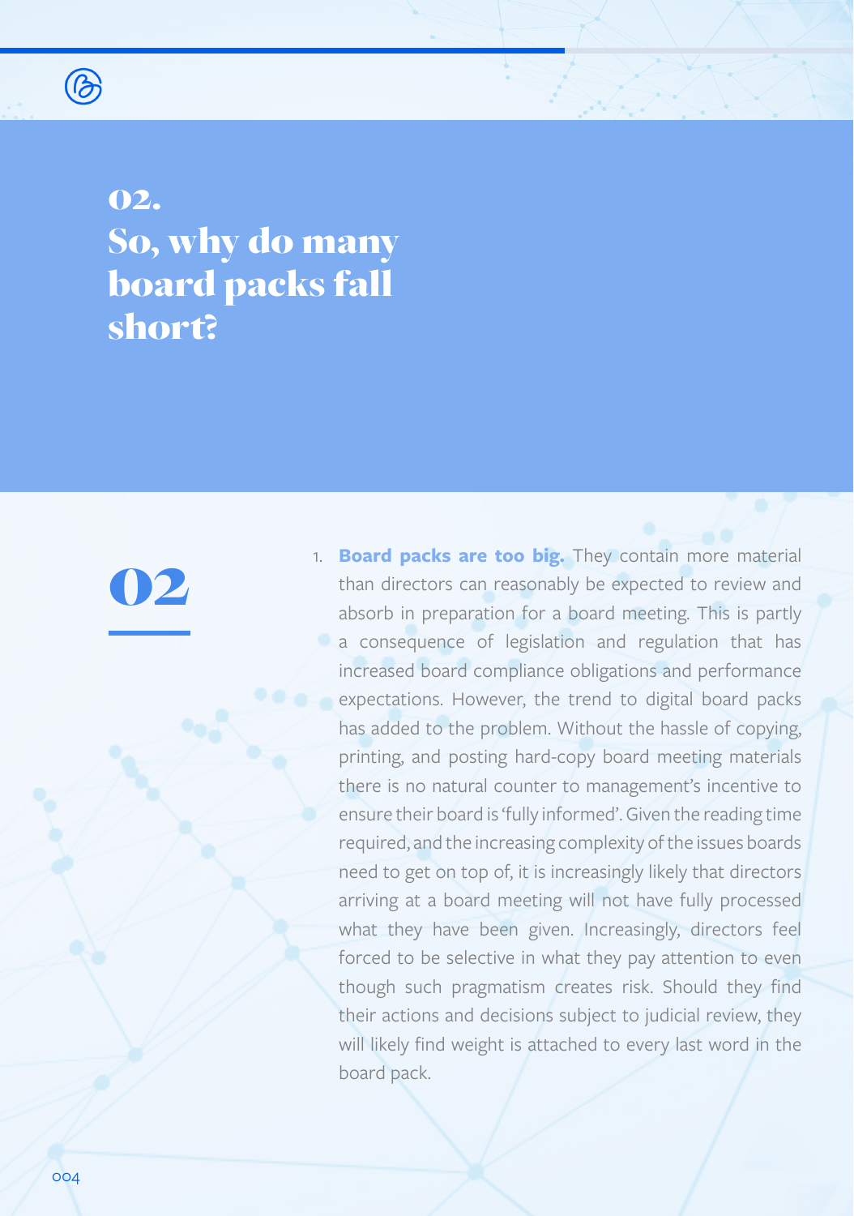## 02.
## So, why do many board packs fall short?

02

1. **Board packs are too big.** They contain more material than directors can reasonably be expected to review and absorb in preparation for a board meeting. This is partly a consequence of legislation and regulation that has increased board compliance obligations and performance expectations. However, the trend to digital board packs has added to the problem. Without the hassle of copying, printing, and posting hard-copy board meeting materials there is no natural counter to management's incentive to ensure their board is 'fully informed'. Given the reading time required, and the increasing complexity of the issues boards need to get on top of, it is increasingly likely that directors arriving at a board meeting will not have fully processed what they have been given. Increasingly, directors feel forced to be selective in what they pay attention to even though such pragmatism creates risk. Should they find their actions and decisions subject to judicial review, they will likely find weight is attached to every last word in the board pack.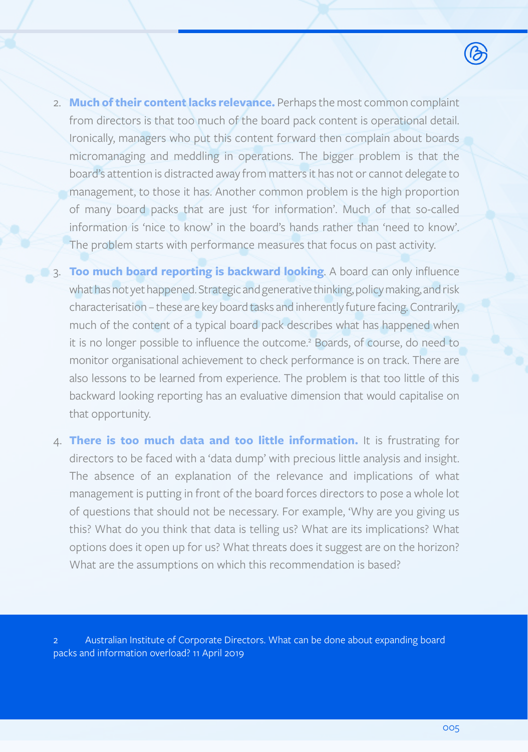2. **Much of their content lacks relevance.** Perhaps the most common complaint from directors is that too much of the board pack content is operational detail. Ironically, managers who put this content forward then complain about boards micromanaging and meddling in operations. The bigger problem is that the board's attention is distracted away from matters it has not or cannot delegate to management, to those it has. Another common problem is the high proportion of many board packs that are just 'for information'. Much of that so-called information is 'nice to know' in the board's hands rather than 'need to know'. The problem starts with performance measures that focus on past activity.

3. **Too much board reporting is backward looking**. A board can only influence what has not yet happened. Strategic and generative thinking, policy making, and risk characterisation – these are key board tasks and inherently future facing. Contrarily, much of the content of a typical board pack describes what has happened when it is no longer possible to influence the outcome.[2] Boards, of course, do need to monitor organisational achievement to check performance is on track. There are also lessons to be learned from experience. The problem is that too little of this backward looking reporting has an evaluative dimension that would capitalise on that opportunity.

4. **There is too much data and too little information.** It is frustrating for directors to be faced with a 'data dump' with precious little analysis and insight. The absence of an explanation of the relevance and implications of what management is putting in front of the board forces directors to pose a whole lot of questions that should not be necessary. For example, 'Why are you giving us this? What do you think that data is telling us? What are its implications? What options does it open up for us? What threats does it suggest are on the horizon? What are the assumptions on which this recommendation is based?

2 Australian Institute of Corporate Directors. What can be done about expanding board packs and information overload? 11 April 2019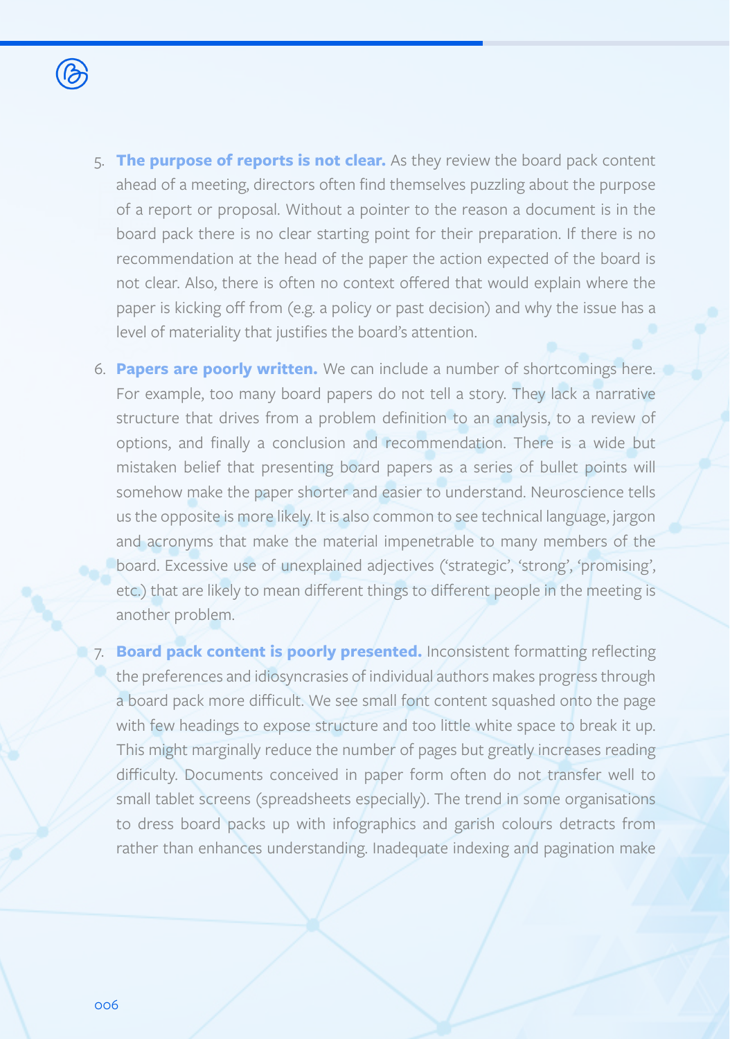5. **The purpose of reports is not clear.** As they review the board pack content ahead of a meeting, directors often find themselves puzzling about the purpose of a report or proposal. Without a pointer to the reason a document is in the board pack there is no clear starting point for their preparation. If there is no recommendation at the head of the paper the action expected of the board is not clear. Also, there is often no context offered that would explain where the paper is kicking off from (e.g. a policy or past decision) and why the issue has a level of materiality that justifies the board's attention.

6. **Papers are poorly written.** We can include a number of shortcomings here. For example, too many board papers do not tell a story. They lack a narrative structure that drives from a problem definition to an analysis, to a review of options, and finally a conclusion and recommendation. There is a wide but mistaken belief that presenting board papers as a series of bullet points will somehow make the paper shorter and easier to understand. Neuroscience tells us the opposite is more likely. It is also common to see technical language, jargon and acronyms that make the material impenetrable to many members of the board. Excessive use of unexplained adjectives ('strategic', 'strong', 'promising', etc.) that are likely to mean different things to different people in the meeting is another problem.

7. **Board pack content is poorly presented.** Inconsistent formatting reflecting the preferences and idiosyncrasies of individual authors makes progress through a board pack more difficult. We see small font content squashed onto the page with few headings to expose structure and too little white space to break it up. This might marginally reduce the number of pages but greatly increases reading difficulty. Documents conceived in paper form often do not transfer well to small tablet screens (spreadsheets especially). The trend in some organisations to dress board packs up with infographics and garish colours detracts from rather than enhances understanding. Inadequate indexing and pagination make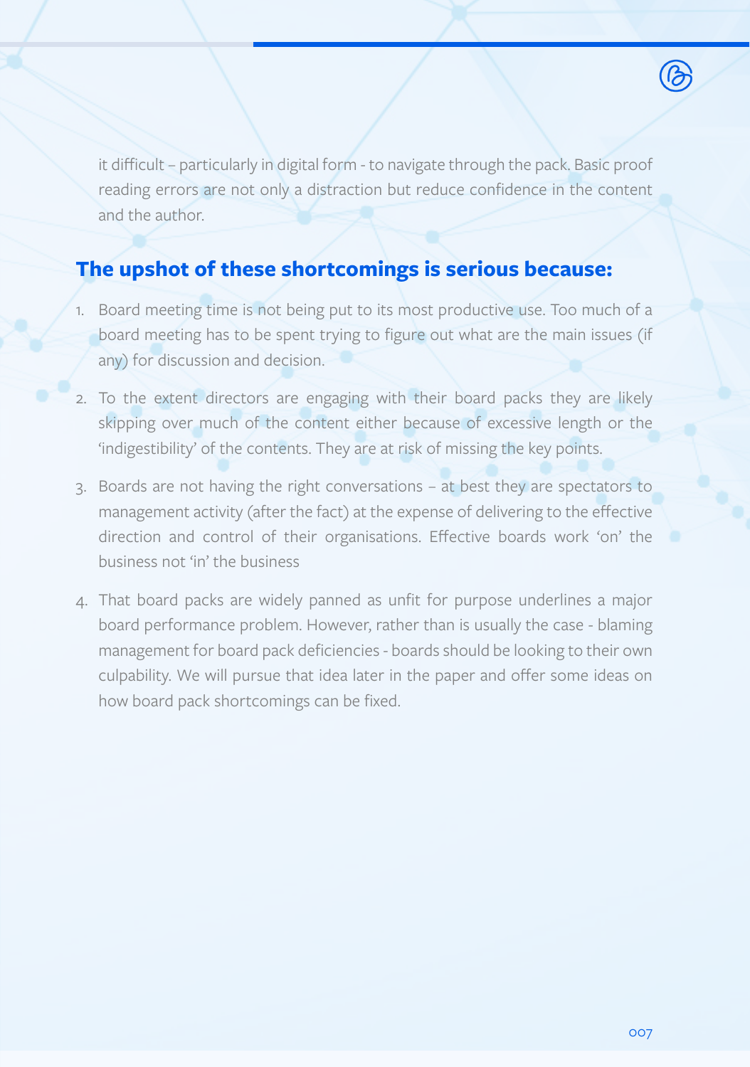it difficult – particularly in digital form - to navigate through the pack. Basic proof reading errors are not only a distraction but reduce confidence in the content and the author.

## The upshot of these shortcomings is serious because:

1. Board meeting time is not being put to its most productive use. Too much of a board meeting has to be spent trying to figure out what are the main issues (if any) for discussion and decision.

2. To the extent directors are engaging with their board packs they are likely skipping over much of the content either because of excessive length or the 'indigestibility' of the contents. They are at risk of missing the key points.

3. Boards are not having the right conversations – at best they are spectators to management activity (after the fact) at the expense of delivering to the effective direction and control of their organisations. Effective boards work 'on' the business not 'in' the business

4. That board packs are widely panned as unfit for purpose underlines a major board performance problem. However, rather than is usually the case - blaming management for board pack deficiencies - boards should be looking to their own culpability. We will pursue that idea later in the paper and offer some ideas on how board pack shortcomings can be fixed.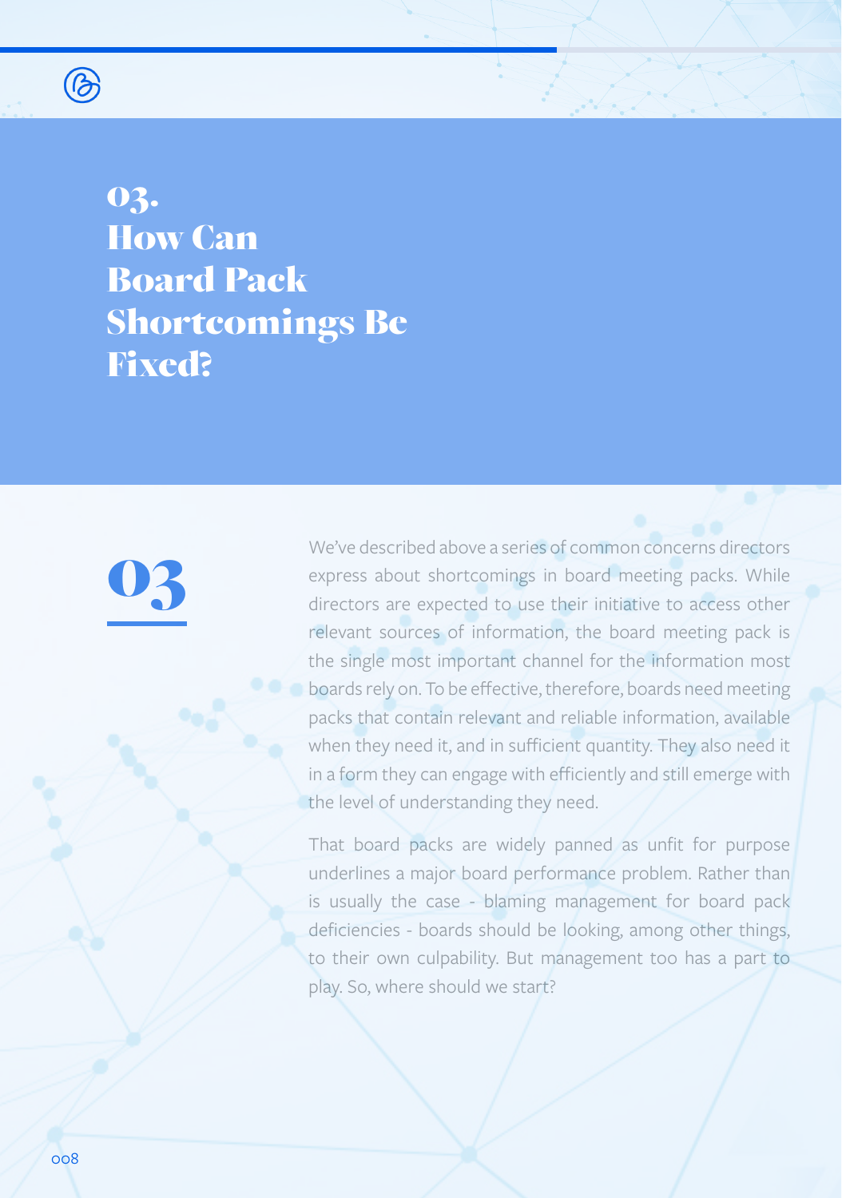# 03. How Can Board Pack Shortcomings Be Fixed?

03

We've described above a series of common concerns directors express about shortcomings in board meeting packs. While directors are expected to use their initiative to access other relevant sources of information, the board meeting pack is the single most important channel for the information most boards rely on. To be effective, therefore, boards need meeting packs that contain relevant and reliable information, available when they need it, and in sufficient quantity. They also need it in a form they can engage with efficiently and still emerge with the level of understanding they need.

That board packs are widely panned as unfit for purpose underlines a major board performance problem. Rather than is usually the case - blaming management for board pack deficiencies - boards should be looking, among other things, to their own culpability. But management too has a part to play. So, where should we start?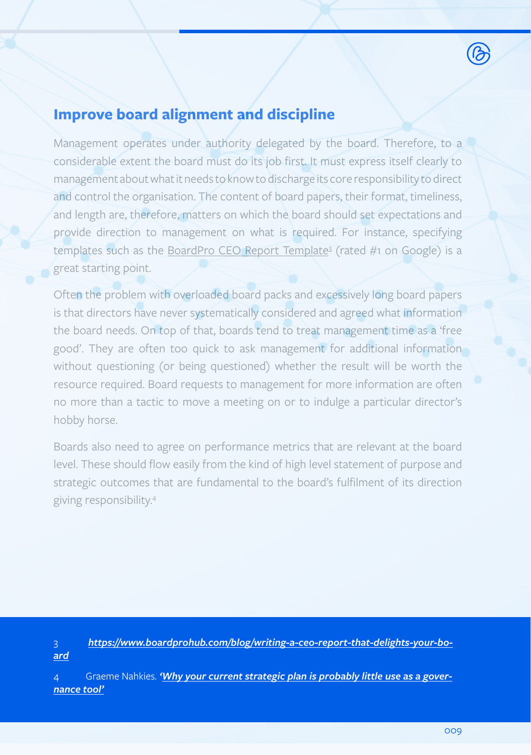## Improve board alignment and discipline

Management operates under authority delegated by the board. Therefore, to a considerable extent the board must do its job first. It must express itself clearly to management about what it needs to know to discharge its core responsibility to direct and control the organisation. The content of board papers, their format, timeliness, and length are, therefore, matters on which the board should set expectations and provide direction to management on what is required. For instance, specifying templates such as the BoardPro CEO Report Template[3] (rated #1 on Google) is a great starting point.

Often the problem with overloaded board packs and excessively long board papers is that directors have never systematically considered and agreed what information the board needs. On top of that, boards tend to treat management time as a 'free good'. They are often too quick to ask management for additional information without questioning (or being questioned) whether the result will be worth the resource required. Board requests to management for more information are often no more than a tactic to move a meeting on or to indulge a particular director's hobby horse.

Boards also need to agree on performance metrics that are relevant at the board level. These should flow easily from the kind of high level statement of purpose and strategic outcomes that are fundamental to the board's fulfilment of its direction giving responsibility.[4]

3 ***https://www.boardprohub.com/blog/writing-a-ceo-report-that-delights-your-board***

4 Graeme Nahkies. ***'Why your current strategic plan is probably little use as a governance tool'***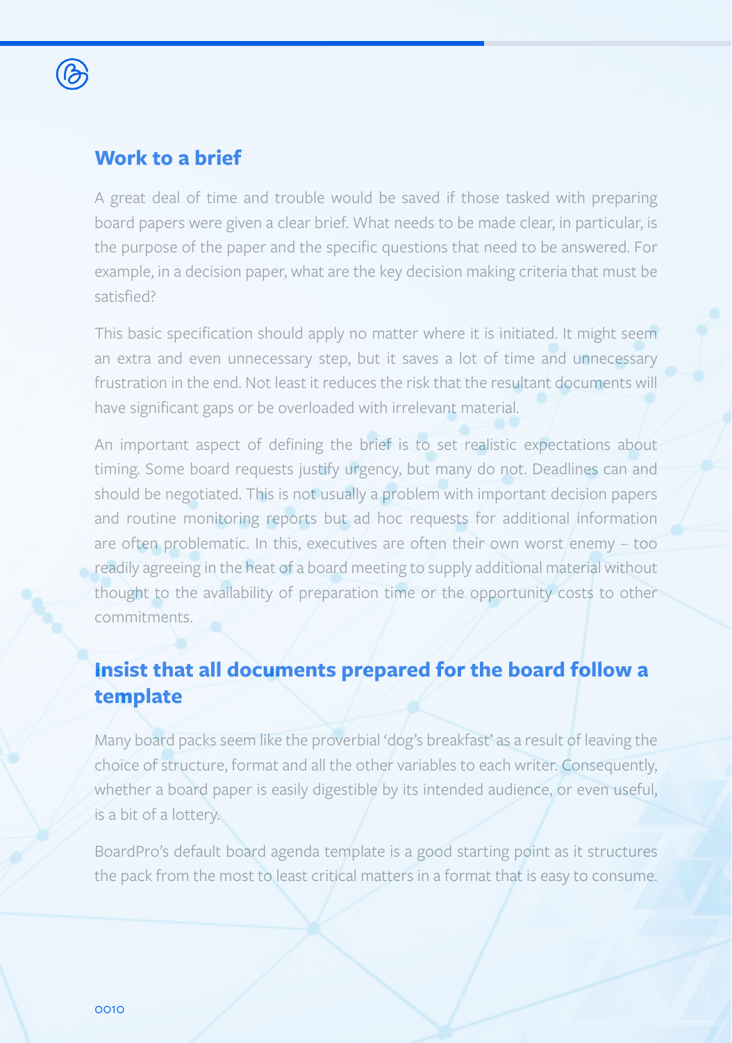## Work to a brief

A great deal of time and trouble would be saved if those tasked with preparing board papers were given a clear brief. What needs to be made clear, in particular, is the purpose of the paper and the specific questions that need to be answered. For example, in a decision paper, what are the key decision making criteria that must be satisfied?

This basic specification should apply no matter where it is initiated. It might seem an extra and even unnecessary step, but it saves a lot of time and unnecessary frustration in the end. Not least it reduces the risk that the resultant documents will have significant gaps or be overloaded with irrelevant material.

An important aspect of defining the brief is to set realistic expectations about timing. Some board requests justify urgency, but many do not. Deadlines can and should be negotiated. This is not usually a problem with important decision papers and routine monitoring reports but ad hoc requests for additional information are often problematic. In this, executives are often their own worst enemy – too readily agreeing in the heat of a board meeting to supply additional material without thought to the availability of preparation time or the opportunity costs to other commitments.

## Insist that all documents prepared for the board follow a template

Many board packs seem like the proverbial 'dog's breakfast' as a result of leaving the choice of structure, format and all the other variables to each writer. Consequently, whether a board paper is easily digestible by its intended audience, or even useful, is a bit of a lottery.

BoardPro's default board agenda template is a good starting point as it structures the pack from the most to least critical matters in a format that is easy to consume.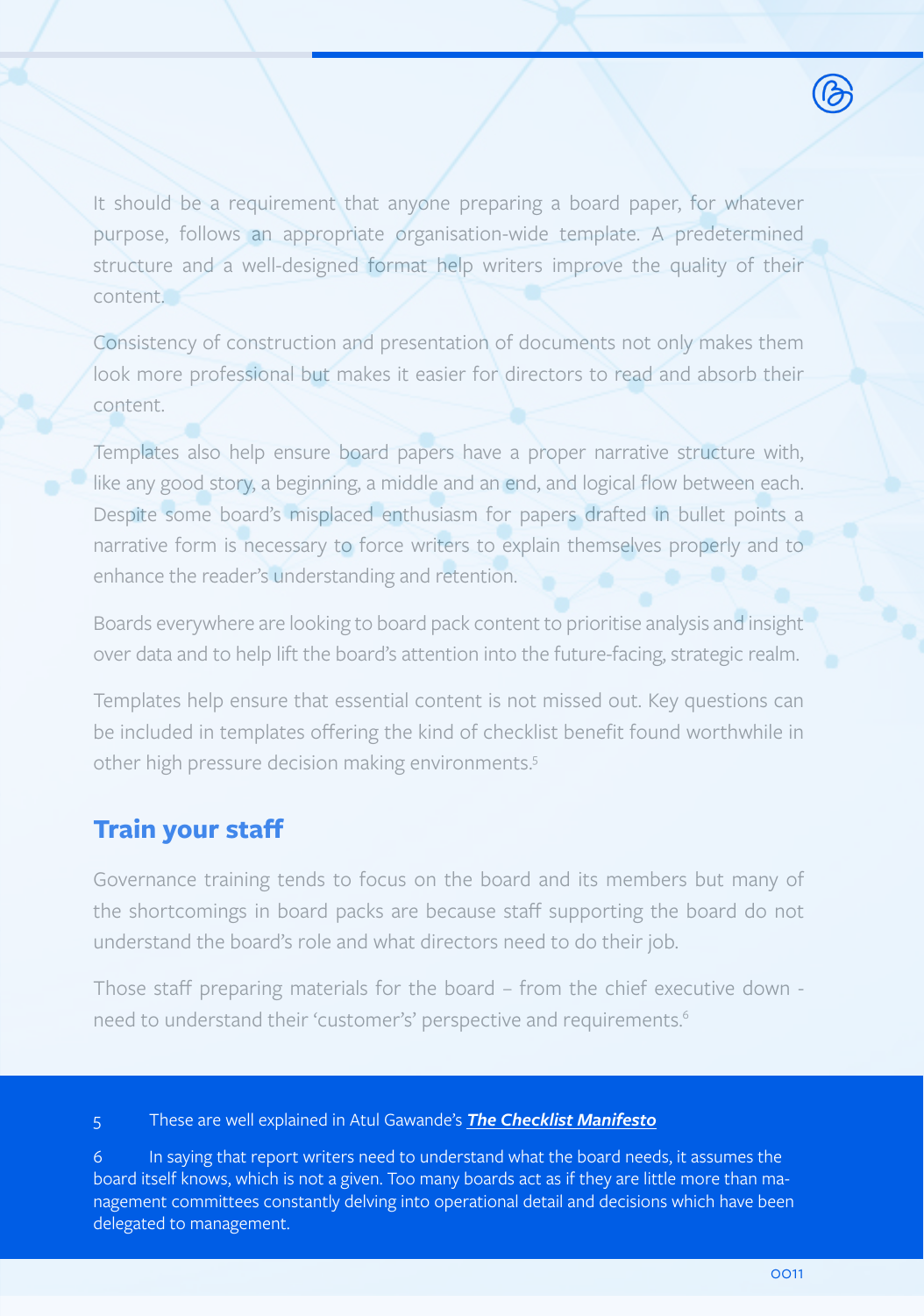It should be a requirement that anyone preparing a board paper, for whatever purpose, follows an appropriate organisation-wide template. A predetermined structure and a well-designed format help writers improve the quality of their content.

Consistency of construction and presentation of documents not only makes them look more professional but makes it easier for directors to read and absorb their content.

Templates also help ensure board papers have a proper narrative structure with, like any good story, a beginning, a middle and an end, and logical flow between each. Despite some board's misplaced enthusiasm for papers drafted in bullet points a narrative form is necessary to force writers to explain themselves properly and to enhance the reader's understanding and retention.

Boards everywhere are looking to board pack content to prioritise analysis and insight over data and to help lift the board's attention into the future-facing, strategic realm.

Templates help ensure that essential content is not missed out. Key questions can be included in templates offering the kind of checklist benefit found worthwhile in other high pressure decision making environments.[5]

## Train your staff

Governance training tends to focus on the board and its members but many of the shortcomings in board packs are because staff supporting the board do not understand the board's role and what directors need to do their job.

Those staff preparing materials for the board – from the chief executive down - need to understand their 'customer's' perspective and requirements.[6]

5 These are well explained in Atul Gawande's ***The Checklist Manifesto***

6 In saying that report writers need to understand what the board needs, it assumes the board itself knows, which is not a given. Too many boards act as if they are little more than management committees constantly delving into operational detail and decisions which have been delegated to management.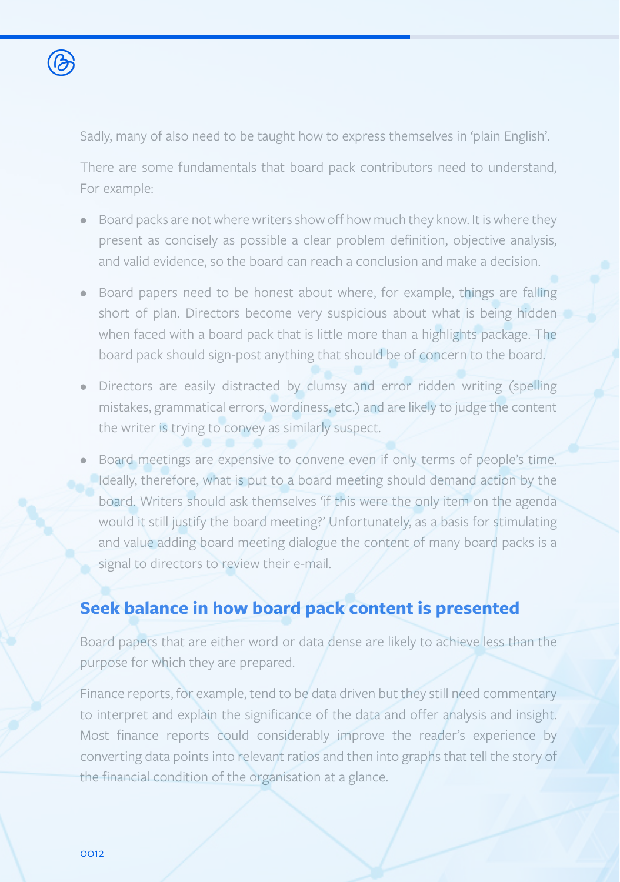Sadly, many of also need to be taught how to express themselves in 'plain English'.

There are some fundamentals that board pack contributors need to understand, For example:

- Board packs are not where writers show off how much they know. It is where they present as concisely as possible a clear problem definition, objective analysis, and valid evidence, so the board can reach a conclusion and make a decision.
- Board papers need to be honest about where, for example, things are falling short of plan. Directors become very suspicious about what is being hidden when faced with a board pack that is little more than a highlights package. The board pack should sign-post anything that should be of concern to the board.
- Directors are easily distracted by clumsy and error ridden writing (spelling mistakes, grammatical errors, wordiness, etc.) and are likely to judge the content the writer is trying to convey as similarly suspect.
- Board meetings are expensive to convene even if only terms of people's time. Ideally, therefore, what is put to a board meeting should demand action by the board. Writers should ask themselves 'if this were the only item on the agenda would it still justify the board meeting?' Unfortunately, as a basis for stimulating and value adding board meeting dialogue the content of many board packs is a signal to directors to review their e-mail.

## Seek balance in how board pack content is presented

Board papers that are either word or data dense are likely to achieve less than the purpose for which they are prepared.

Finance reports, for example, tend to be data driven but they still need commentary to interpret and explain the significance of the data and offer analysis and insight. Most finance reports could considerably improve the reader's experience by converting data points into relevant ratios and then into graphs that tell the story of the financial condition of the organisation at a glance.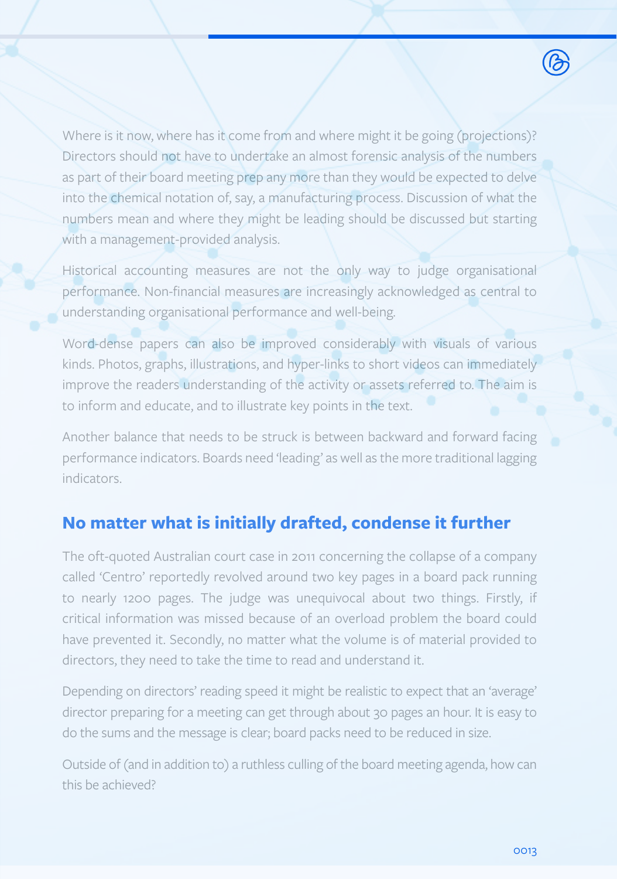Where is it now, where has it come from and where might it be going (projections)? Directors should not have to undertake an almost forensic analysis of the numbers as part of their board meeting prep any more than they would be expected to delve into the chemical notation of, say, a manufacturing process. Discussion of what the numbers mean and where they might be leading should be discussed but starting with a management-provided analysis.

Historical accounting measures are not the only way to judge organisational performance. Non-financial measures are increasingly acknowledged as central to understanding organisational performance and well-being.

Word-dense papers can also be improved considerably with visuals of various kinds. Photos, graphs, illustrations, and hyper-links to short videos can immediately improve the readers understanding of the activity or assets referred to. The aim is to inform and educate, and to illustrate key points in the text.

Another balance that needs to be struck is between backward and forward facing performance indicators. Boards need 'leading' as well as the more traditional lagging indicators.

## No matter what is initially drafted, condense it further

The oft-quoted Australian court case in 2011 concerning the collapse of a company called 'Centro' reportedly revolved around two key pages in a board pack running to nearly 1200 pages. The judge was unequivocal about two things. Firstly, if critical information was missed because of an overload problem the board could have prevented it. Secondly, no matter what the volume is of material provided to directors, they need to take the time to read and understand it.

Depending on directors' reading speed it might be realistic to expect that an 'average' director preparing for a meeting can get through about 30 pages an hour. It is easy to do the sums and the message is clear; board packs need to be reduced in size.

Outside of (and in addition to) a ruthless culling of the board meeting agenda, how can this be achieved?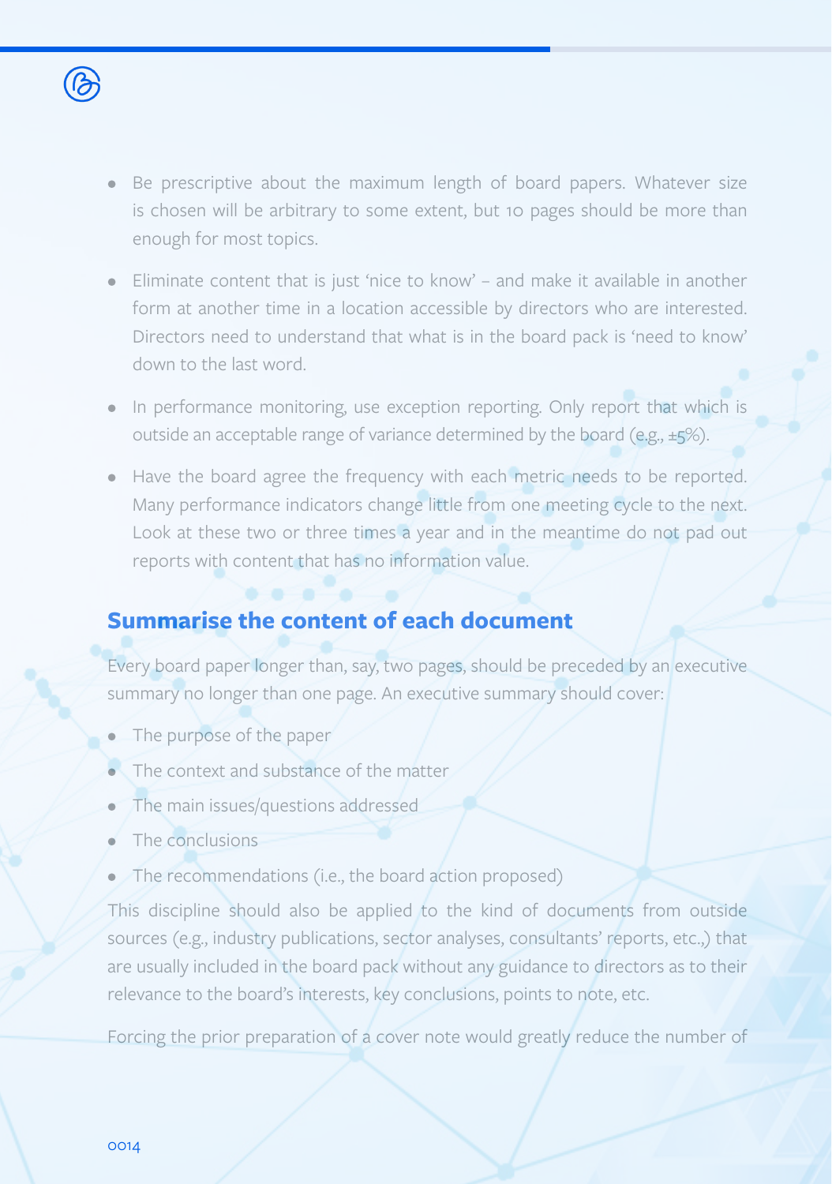- Be prescriptive about the maximum length of board papers. Whatever size is chosen will be arbitrary to some extent, but 10 pages should be more than enough for most topics.
- Eliminate content that is just 'nice to know' – and make it available in another form at another time in a location accessible by directors who are interested. Directors need to understand that what is in the board pack is 'need to know' down to the last word.
- In performance monitoring, use exception reporting. Only report that which is outside an acceptable range of variance determined by the board (e.g., ±5%).
- Have the board agree the frequency with each metric needs to be reported. Many performance indicators change little from one meeting cycle to the next. Look at these two or three times a year and in the meantime do not pad out reports with content that has no information value.

## Summarise the content of each document

Every board paper longer than, say, two pages, should be preceded by an executive summary no longer than one page. An executive summary should cover:

- The purpose of the paper
- The context and substance of the matter
- The main issues/questions addressed
- The conclusions
- The recommendations (i.e., the board action proposed)

This discipline should also be applied to the kind of documents from outside sources (e.g., industry publications, sector analyses, consultants' reports, etc.,) that are usually included in the board pack without any guidance to directors as to their relevance to the board's interests, key conclusions, points to note, etc.

Forcing the prior preparation of a cover note would greatly reduce the number of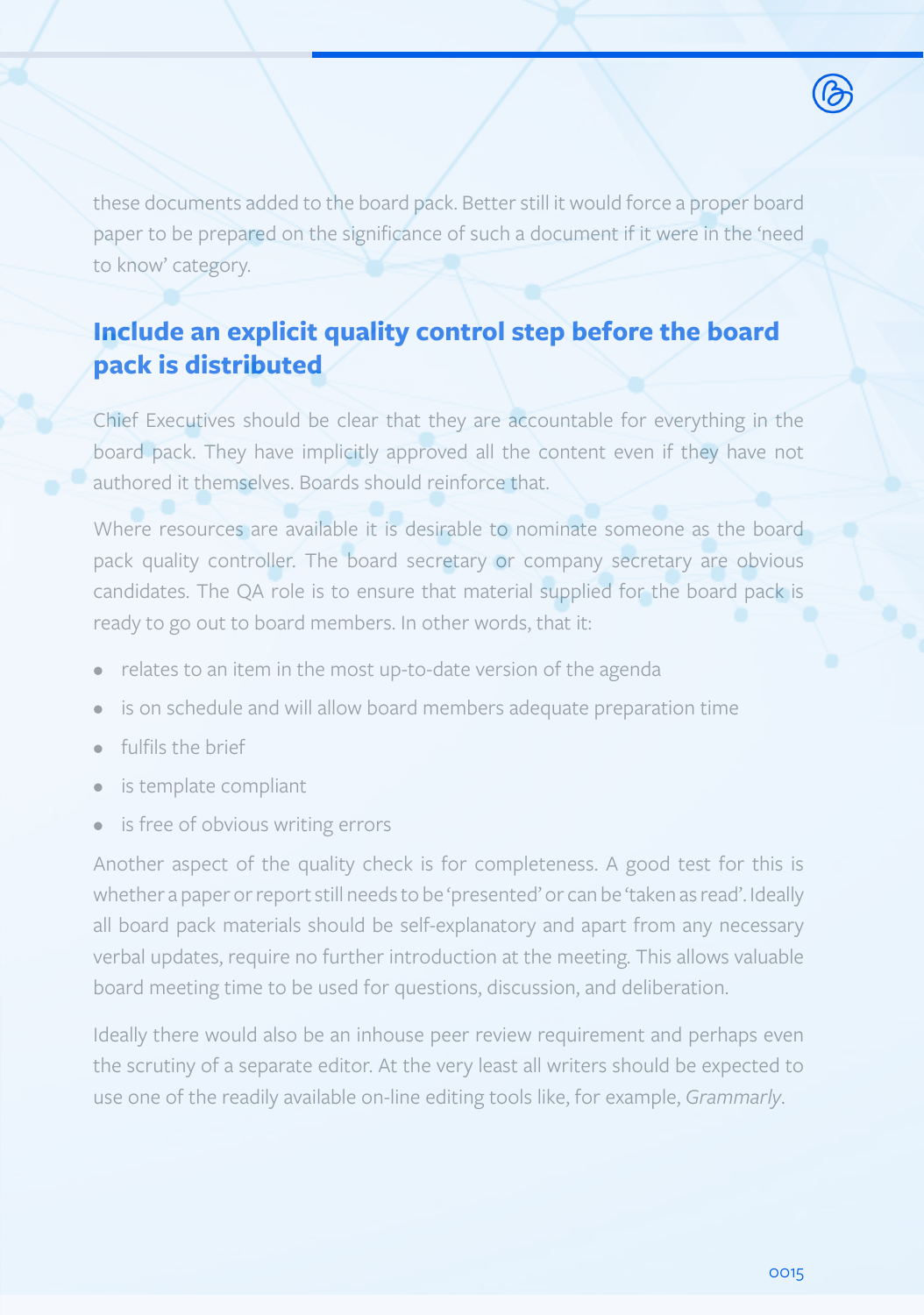these documents added to the board pack. Better still it would force a proper board paper to be prepared on the significance of such a document if it were in the 'need to know' category.

## Include an explicit quality control step before the board pack is distributed

Chief Executives should be clear that they are accountable for everything in the board pack. They have implicitly approved all the content even if they have not authored it themselves. Boards should reinforce that.

Where resources are available it is desirable to nominate someone as the board pack quality controller. The board secretary or company secretary are obvious candidates. The QA role is to ensure that material supplied for the board pack is ready to go out to board members. In other words, that it:

- relates to an item in the most up-to-date version of the agenda
- is on schedule and will allow board members adequate preparation time
- fulfils the brief
- is template compliant
- is free of obvious writing errors

Another aspect of the quality check is for completeness. A good test for this is whether a paper or report still needs to be 'presented' or can be 'taken as read'. Ideally all board pack materials should be self-explanatory and apart from any necessary verbal updates, require no further introduction at the meeting. This allows valuable board meeting time to be used for questions, discussion, and deliberation.

Ideally there would also be an inhouse peer review requirement and perhaps even the scrutiny of a separate editor. At the very least all writers should be expected to use one of the readily available on-line editing tools like, for example, *Grammarly*.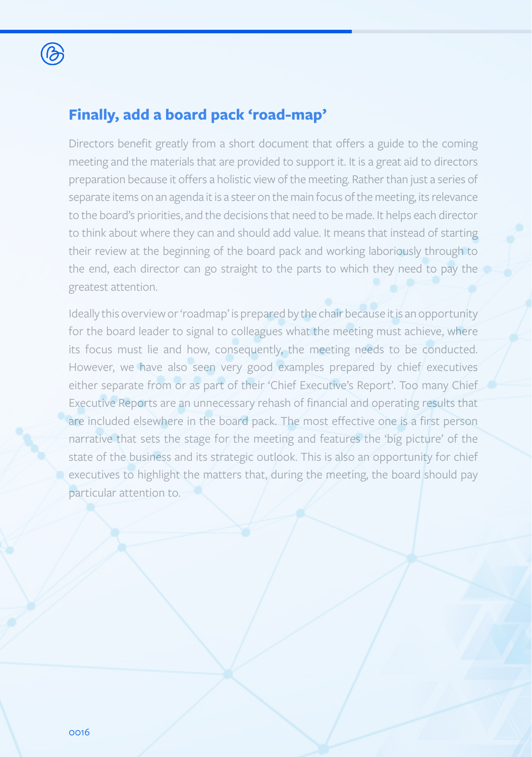## Finally, add a board pack 'road-map'

Directors benefit greatly from a short document that offers a guide to the coming meeting and the materials that are provided to support it. It is a great aid to directors preparation because it offers a holistic view of the meeting. Rather than just a series of separate items on an agenda it is a steer on the main focus of the meeting, its relevance to the board's priorities, and the decisions that need to be made. It helps each director to think about where they can and should add value. It means that instead of starting their review at the beginning of the board pack and working laboriously through to the end, each director can go straight to the parts to which they need to pay the greatest attention.

Ideally this overview or 'roadmap' is prepared by the chair because it is an opportunity for the board leader to signal to colleagues what the meeting must achieve, where its focus must lie and how, consequently, the meeting needs to be conducted. However, we have also seen very good examples prepared by chief executives either separate from or as part of their 'Chief Executive's Report'. Too many Chief Executive Reports are an unnecessary rehash of financial and operating results that are included elsewhere in the board pack. The most effective one is a first person narrative that sets the stage for the meeting and features the 'big picture' of the state of the business and its strategic outlook. This is also an opportunity for chief executives to highlight the matters that, during the meeting, the board should pay particular attention to.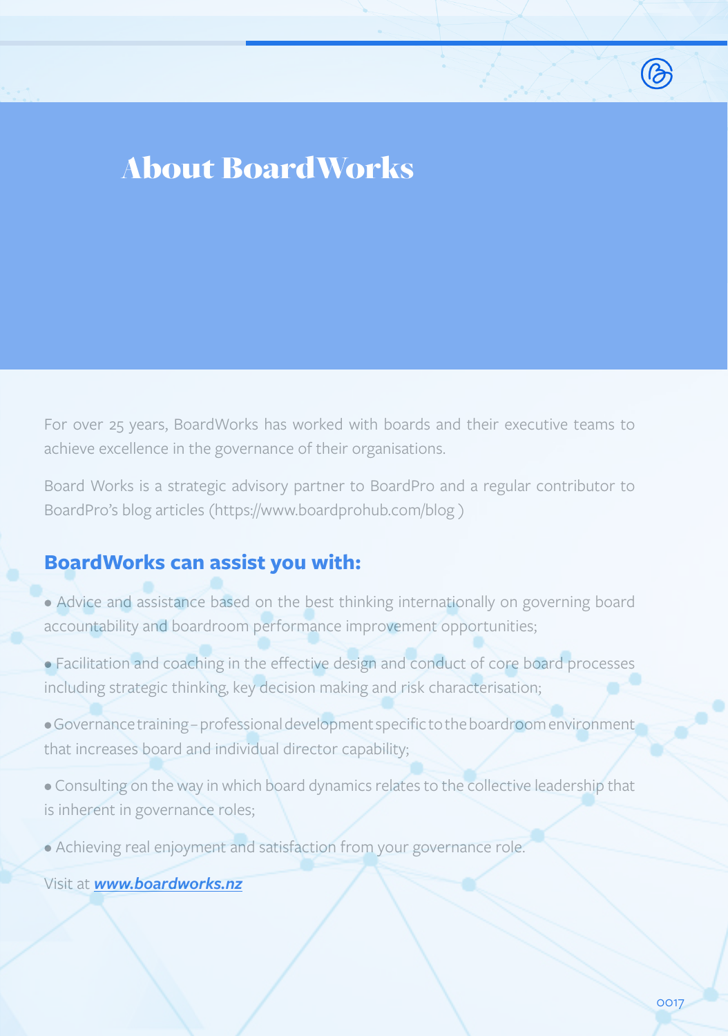# About BoardWorks

For over 25 years, BoardWorks has worked with boards and their executive teams to achieve excellence in the governance of their organisations.

Board Works is a strategic advisory partner to BoardPro and a regular contributor to BoardPro's blog articles (https://www.boardprohub.com/blog )

## BoardWorks can assist you with:

- Advice and assistance based on the best thinking internationally on governing board accountability and boardroom performance improvement opportunities;
- Facilitation and coaching in the effective design and conduct of core board processes including strategic thinking, key decision making and risk characterisation;
- Governance training – professional development specific to the boardroom environment that increases board and individual director capability;
- Consulting on the way in which board dynamics relates to the collective leadership that is inherent in governance roles;
- Achieving real enjoyment and satisfaction from your governance role.

Visit at ***www.boardworks.nz***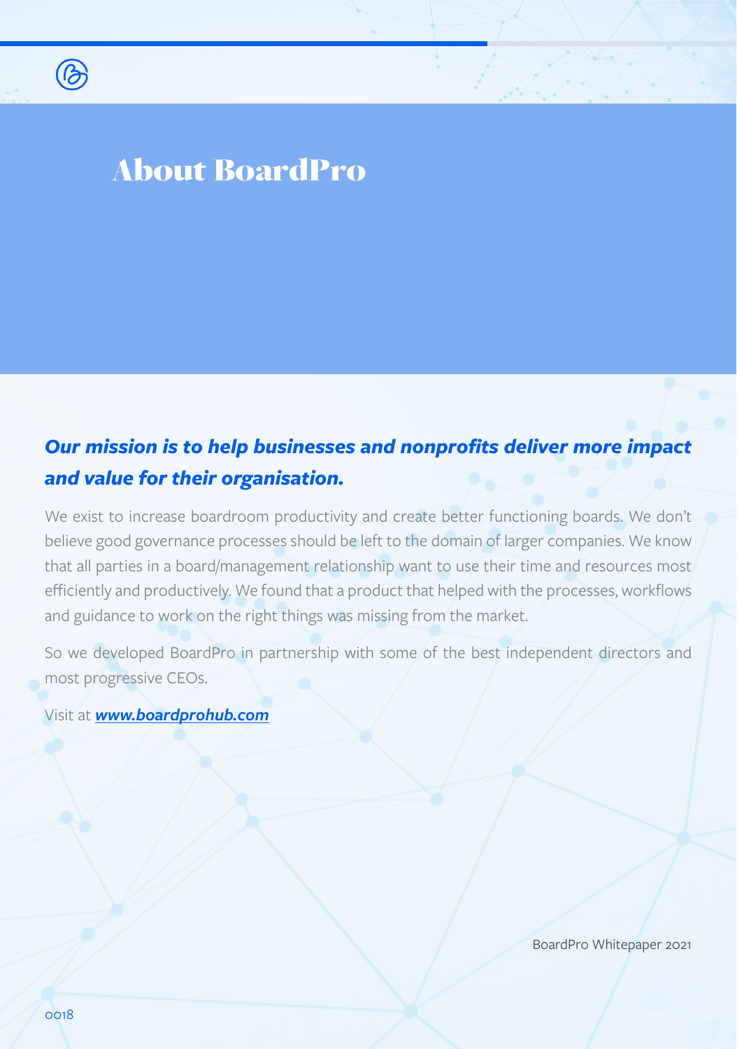# About BoardPro

***Our mission is to help businesses and nonprofits deliver more impact and value for their organisation.***

We exist to increase boardroom productivity and create better functioning boards. We don't believe good governance processes should be left to the domain of larger companies. We know that all parties in a board/management relationship want to use their time and resources most efficiently and productively. We found that a product that helped with the processes, workflows and guidance to work on the right things was missing from the market.

So we developed BoardPro in partnership with some of the best independent directors and most progressive CEOs.

Visit at ***www.boardprohub.com***